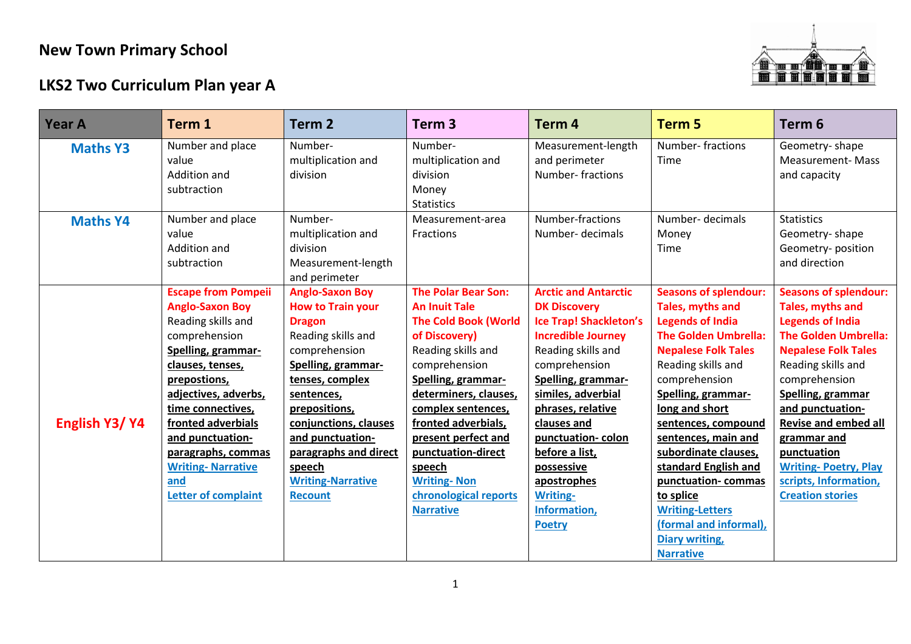# New Town Primary School

## LKS2 Two Curriculum Plan year A

| Year A | Term 1 | Term 2 | Term 3 | Term 4 | Term 5 | Term 6 |
|---|---|---|---|---|---|---|
| **Maths Y3** | Number and place value<br>Addition and subtraction | Number- multiplication and division | Number- multiplication and division<br>Money<br>Statistics | Measurement-length and perimeter<br>Number- fractions | Number- fractions<br>Time | Geometry- shape<br>Measurement- Mass and capacity |
| **Maths Y4** | Number and place value<br>Addition and subtraction | Number- multiplication and division<br>Measurement-length and perimeter | Measurement-area<br>Fractions | Number-fractions<br>Number- decimals | Number- decimals<br>Money<br>Time | Statistics<br>Geometry- shape<br>Geometry- position and direction |
| **English Y3/ Y4** | **Escape from Pompeii**<br>**Anglo-Saxon Boy**<br>Reading skills and comprehension<br>**Spelling, grammar- clauses, tenses, prepostions, adjectives, adverbs, time connectives, fronted adverbials and punctuation- paragraphs, commas**<br>**Writing- Narrative and Letter of complaint** | **Anglo-Saxon Boy**<br>**How to Train your Dragon**<br>Reading skills and comprehension<br>**Spelling, grammar- tenses, complex sentences, prepositions, conjunctions, clauses and punctuation- paragraphs and direct speech**<br>**Writing-Narrative Recount** | **The Polar Bear Son: An Inuit Tale**<br>**The Cold Book (World of Discovery)**<br>Reading skills and comprehension<br>**Spelling, grammar- determiners, clauses, complex sentences, fronted adverbials, present perfect and punctuation-direct speech**<br>**Writing- Non chronological reports Narrative** | **Arctic and Antarctic DK Discovery**<br>**Ice Trap! Shackleton's Incredible Journey**<br>Reading skills and comprehension<br>**Spelling, grammar- similes, adverbial phrases, relative clauses and punctuation- colon before a list, possessive apostrophes**<br>**Writing- Information, Poetry** | **Seasons of splendour: Tales, myths and Legends of India**<br>**The Golden Umbrella: Nepalese Folk Tales**<br>Reading skills and comprehension<br>**Spelling, grammar- long and short sentences, compound sentences, main and subordinate clauses, standard English and punctuation- commas to splice**<br>**Writing-Letters (formal and informal), Diary writing, Narrative** | **Seasons of splendour: Tales, myths and Legends of India**<br>**The Golden Umbrella: Nepalese Folk Tales**<br>Reading skills and comprehension<br>**Spelling, grammar and punctuation- Revise and embed all grammar and punctuation**<br>**Writing- Poetry, Play scripts, Information, Creation stories** |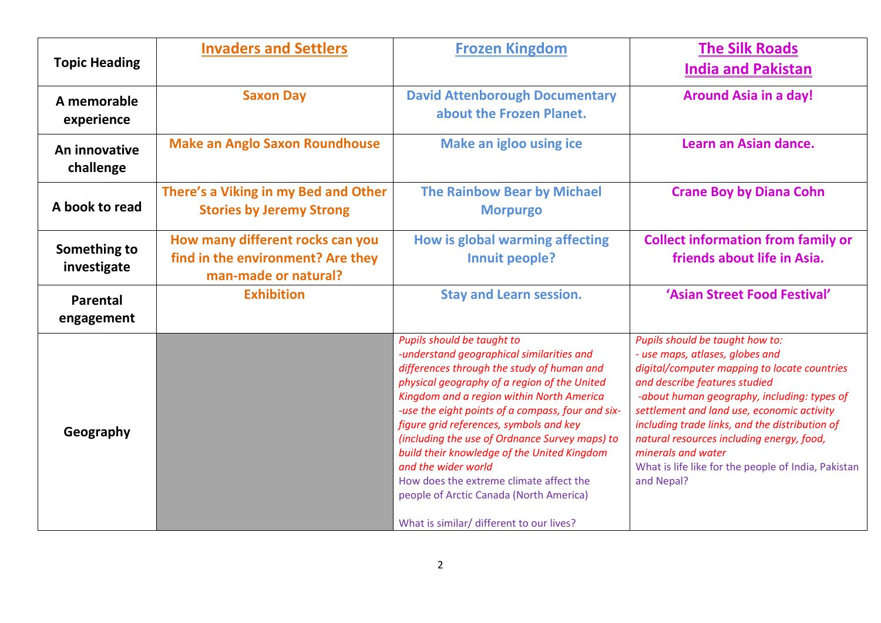| Topic Heading | Invaders and Settlers | Frozen Kingdom | The Silk Roads<br>India and Pakistan |
|---|---|---|---|
| A memorable experience | Saxon Day | David Attenborough Documentary about the Frozen Planet. | Around Asia in a day! |
| An innovative challenge | Make an Anglo Saxon Roundhouse | Make an igloo using ice | Learn an Asian dance. |
| A book to read | There's a Viking in my Bed and Other Stories by Jeremy Strong | The Rainbow Bear by Michael Morpurgo | Crane Boy by Diana Cohn |
| Something to investigate | How many different rocks can you find in the environment? Are they man-made or natural? | How is global warming affecting Innuit people? | Collect information from family or friends about life in Asia. |
| Parental engagement | Exhibition | Stay and Learn session. | 'Asian Street Food Festival' |
| Geography | | *Pupils should be taught to*<br>*-understand geographical similarities and differences through the study of human and physical geography of a region of the United Kingdom and a region within North America*<br>*-use the eight points of a compass, four and six-figure grid references, symbols and key (including the use of Ordnance Survey maps) to build their knowledge of the United Kingdom and the wider world*<br>How does the extreme climate affect the people of Arctic Canada (North America)<br><br>What is similar/ different to our lives? | *Pupils should be taught how to:*<br>*- use maps, atlases, globes and digital/computer mapping to locate countries and describe features studied*<br>*-about human geography, including: types of settlement and land use, economic activity including trade links, and the distribution of natural resources including energy, food, minerals and water*<br>What is life like for the people of India, Pakistan and Nepal? |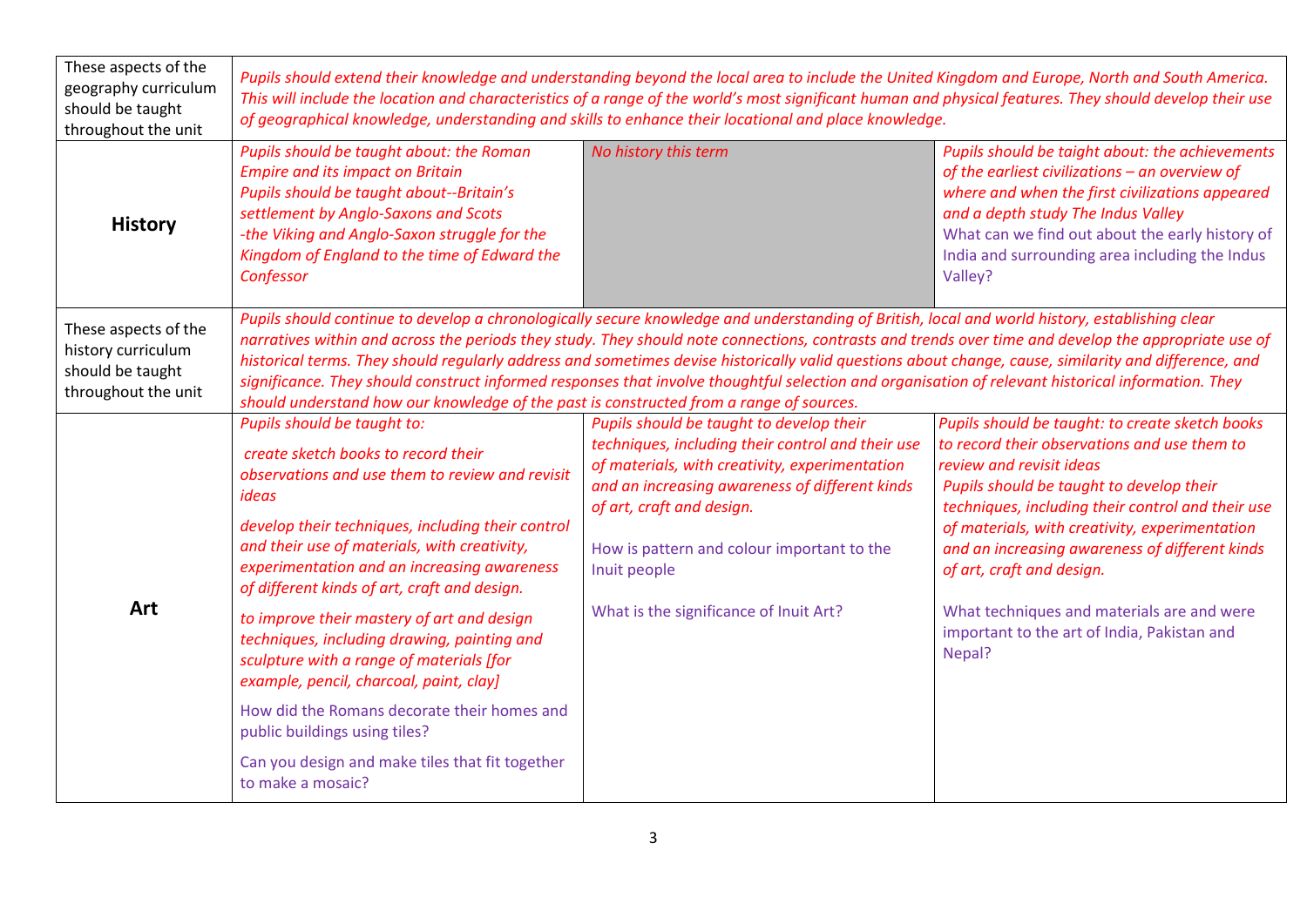| | | | |
|---|---|---|---|
| These aspects of the geography curriculum should be taught throughout the unit | *Pupils should extend their knowledge and understanding beyond the local area to include the United Kingdom and Europe, North and South America. This will include the location and characteristics of a range of the world's most significant human and physical features. They should develop their use of geographical knowledge, understanding and skills to enhance their locational and place knowledge.* | | |
| **History** | *Pupils should be taught about: the Roman Empire and its impact on Britain*<br>*Pupils should be taught about--Britain's settlement by Anglo-Saxons and Scots*<br>*-the Viking and Anglo-Saxon struggle for the Kingdom of England to the time of Edward the Confessor* | *No history this term* | *Pupils should be taight about: the achievements of the earliest civilizations – an overview of where and when the first civilizations appeared and a depth study The Indus Valley*<br>What can we find out about the early history of India and surrounding area including the Indus Valley? |
| These aspects of the history curriculum should be taught throughout the unit | *Pupils should continue to develop a chronologically secure knowledge and understanding of British, local and world history, establishing clear narratives within and across the periods they study. They should note connections, contrasts and trends over time and develop the appropriate use of historical terms. They should regularly address and sometimes devise historically valid questions about change, cause, similarity and difference, and significance. They should construct informed responses that involve thoughtful selection and organisation of relevant historical information. They should understand how our knowledge of the past is constructed from a range of sources.* | | |
| **Art** | *Pupils should be taught to:*<br>*create sketch books to record their observations and use them to review and revisit ideas*<br>*develop their techniques, including their control and their use of materials, with creativity, experimentation and an increasing awareness of different kinds of art, craft and design.*<br>*to improve their mastery of art and design techniques, including drawing, painting and sculpture with a range of materials [for example, pencil, charcoal, paint, clay]*<br>How did the Romans decorate their homes and public buildings using tiles?<br>Can you design and make tiles that fit together to make a mosaic? | *Pupils should be taught to develop their techniques, including their control and their use of materials, with creativity, experimentation and an increasing awareness of different kinds of art, craft and design.*<br>How is pattern and colour important to the Inuit people<br>What is the significance of Inuit Art? | *Pupils should be taught: to create sketch books to record their observations and use them to review and revisit ideas*<br>*Pupils should be taught to develop their techniques, including their control and their use of materials, with creativity, experimentation and an increasing awareness of different kinds of art, craft and design.*<br>What techniques and materials are and were important to the art of India, Pakistan and Nepal? |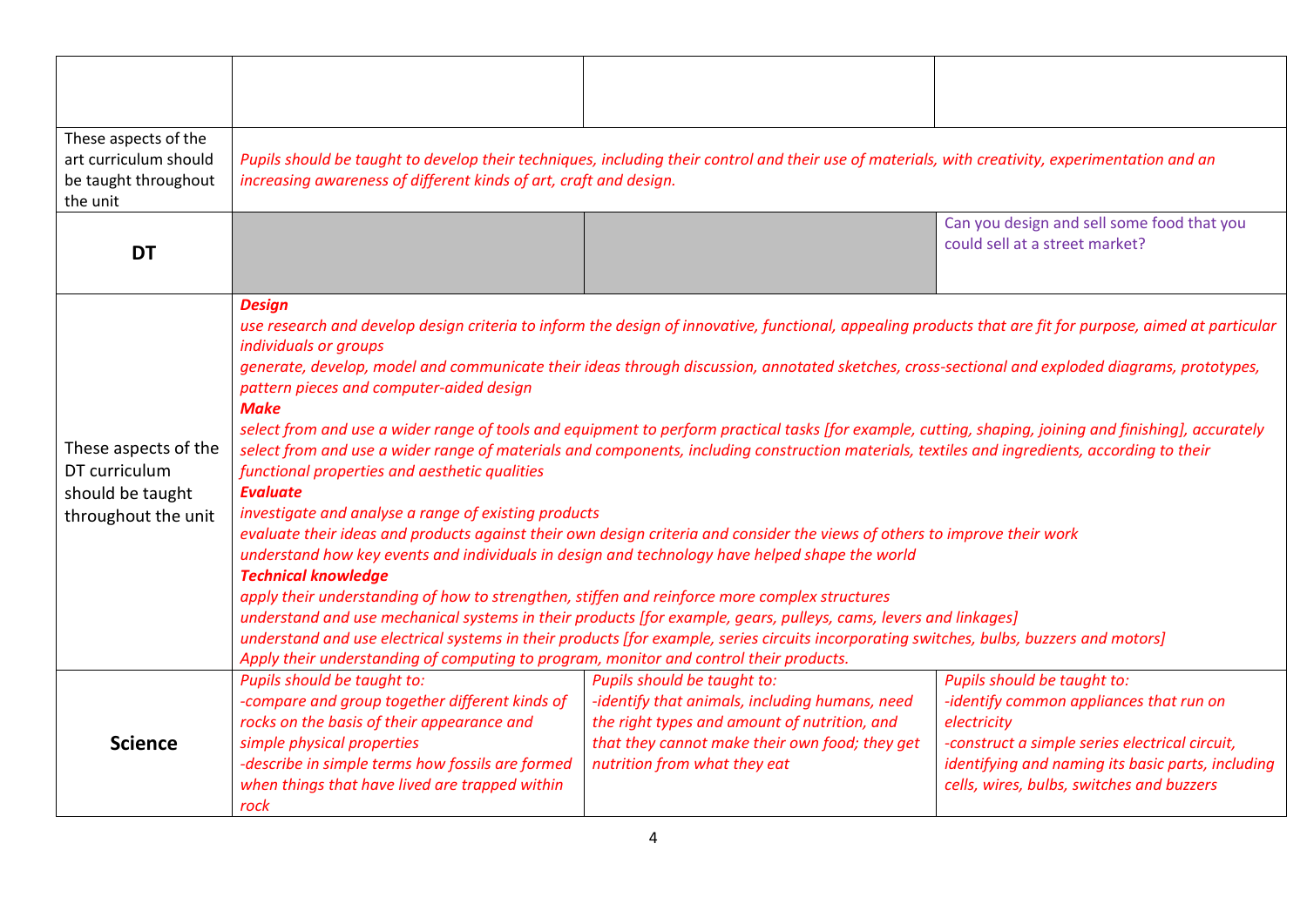| | | | |
|---|---|---|---|
| | | | |
| These aspects of the art curriculum should be taught throughout the unit | *Pupils should be taught to develop their techniques, including their control and their use of materials, with creativity, experimentation and an increasing awareness of different kinds of art, craft and design.* | | |
| **DT** | | | Can you design and sell some food that you could sell at a street market? |
| These aspects of the DT curriculum should be taught throughout the unit | ***Design*** <br> *use research and develop design criteria to inform the design of innovative, functional, appealing products that are fit for purpose, aimed at particular individuals or groups* <br> *generate, develop, model and communicate their ideas through discussion, annotated sketches, cross-sectional and exploded diagrams, prototypes, pattern pieces and computer-aided design* <br> ***Make*** <br> *select from and use a wider range of tools and equipment to perform practical tasks [for example, cutting, shaping, joining and finishing], accurately* <br> *select from and use a wider range of materials and components, including construction materials, textiles and ingredients, according to their functional properties and aesthetic qualities* <br> ***Evaluate*** <br> *investigate and analyse a range of existing products* <br> *evaluate their ideas and products against their own design criteria and consider the views of others to improve their work* <br> *understand how key events and individuals in design and technology have helped shape the world* <br> ***Technical knowledge*** <br> *apply their understanding of how to strengthen, stiffen and reinforce more complex structures* <br> *understand and use mechanical systems in their products [for example, gears, pulleys, cams, levers and linkages]* <br> *understand and use electrical systems in their products [for example, series circuits incorporating switches, bulbs, buzzers and motors]* <br> *Apply their understanding of computing to program, monitor and control their products.* | | |
| **Science** | *Pupils should be taught to:* <br> *-compare and group together different kinds of rocks on the basis of their appearance and simple physical properties* <br> *-describe in simple terms how fossils are formed when things that have lived are trapped within rock* | *Pupils should be taught to:* <br> *-identify that animals, including humans, need the right types and amount of nutrition, and that they cannot make their own food; they get nutrition from what they eat* | *Pupils should be taught to:* <br> *-identify common appliances that run on electricity* <br> *-construct a simple series electrical circuit, identifying and naming its basic parts, including cells, wires, bulbs, switches and buzzers* |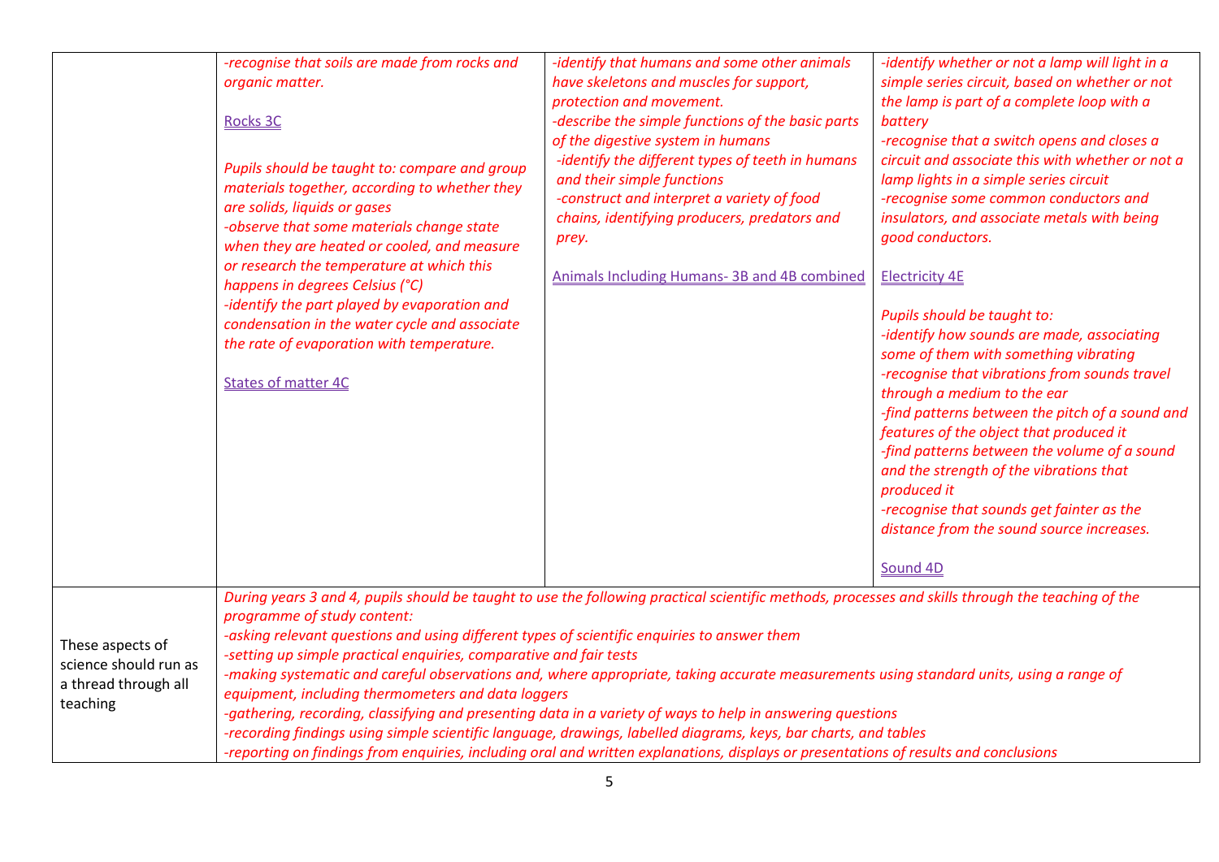| | | | |
|---|---|---|---|
| | *-recognise that soils are made from rocks and organic matter.*<br><br>Rocks 3C<br><br>*Pupils should be taught to: compare and group materials together, according to whether they are solids, liquids or gases*<br>*-observe that some materials change state when they are heated or cooled, and measure or research the temperature at which this happens in degrees Celsius (°C)*<br>*-identify the part played by evaporation and condensation in the water cycle and associate the rate of evaporation with temperature.*<br><br>States of matter 4C | *-identify that humans and some other animals have skeletons and muscles for support, protection and movement.*<br>*-describe the simple functions of the basic parts of the digestive system in humans*<br>*-identify the different types of teeth in humans and their simple functions*<br>*-construct and interpret a variety of food chains, identifying producers, predators and prey.*<br><br>Animals Including Humans- 3B and 4B combined | *-identify whether or not a lamp will light in a simple series circuit, based on whether or not the lamp is part of a complete loop with a battery*<br>*-recognise that a switch opens and closes a circuit and associate this with whether or not a lamp lights in a simple series circuit*<br>*-recognise some common conductors and insulators, and associate metals with being good conductors.*<br><br>Electricity 4E<br><br>*Pupils should be taught to:*<br>*-identify how sounds are made, associating some of them with something vibrating*<br>*-recognise that vibrations from sounds travel through a medium to the ear*<br>*-find patterns between the pitch of a sound and features of the object that produced it*<br>*-find patterns between the volume of a sound and the strength of the vibrations that produced it*<br>*-recognise that sounds get fainter as the distance from the sound source increases.*<br><br>Sound 4D |
| These aspects of science should run as a thread through all teaching | *During years 3 and 4, pupils should be taught to use the following practical scientific methods, processes and skills through the teaching of the programme of study content:*<br>*-asking relevant questions and using different types of scientific enquiries to answer them*<br>*-setting up simple practical enquiries, comparative and fair tests*<br>*-making systematic and careful observations and, where appropriate, taking accurate measurements using standard units, using a range of equipment, including thermometers and data loggers*<br>*-gathering, recording, classifying and presenting data in a variety of ways to help in answering questions*<br>*-recording findings using simple scientific language, drawings, labelled diagrams, keys, bar charts, and tables*<br>*-reporting on findings from enquiries, including oral and written explanations, displays or presentations of results and conclusions* | | |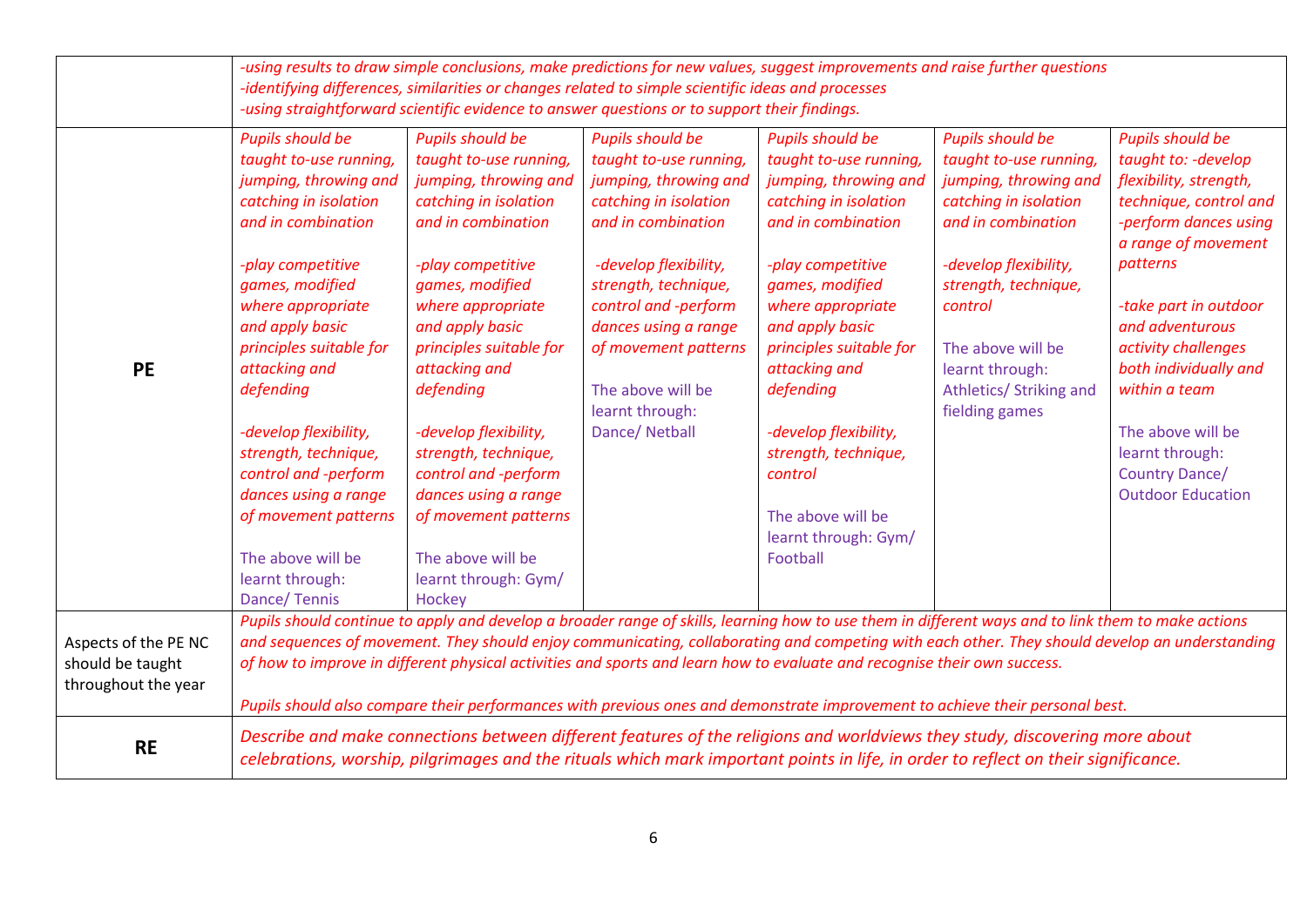| | | | | | | |
|---|---|---|---|---|---|---|
| | *-using results to draw simple conclusions, make predictions for new values, suggest improvements and raise further questions*<br>*-identifying differences, similarities or changes related to simple scientific ideas and processes*<br>*-using straightforward scientific evidence to answer questions or to support their findings.* | | | | | |
| **PE** | *Pupils should be taught to-use running, jumping, throwing and catching in isolation and in combination*<br><br>*-play competitive games, modified where appropriate and apply basic principles suitable for attacking and defending*<br><br>*-develop flexibility, strength, technique, control and -perform dances using a range of movement patterns*<br><br>The above will be learnt through: Dance/ Tennis | *Pupils should be taught to-use running, jumping, throwing and catching in isolation and in combination*<br><br>*-play competitive games, modified where appropriate and apply basic principles suitable for attacking and defending*<br><br>*-develop flexibility, strength, technique, control and -perform dances using a range of movement patterns*<br><br>The above will be learnt through: Gym/ Hockey | *Pupils should be taught to-use running, jumping, throwing and catching in isolation and in combination*<br><br>*-develop flexibility, strength, technique, control and -perform dances using a range of movement patterns*<br><br>The above will be learnt through: Dance/ Netball | *Pupils should be taught to-use running, jumping, throwing and catching in isolation and in combination*<br><br>*-play competitive games, modified where appropriate and apply basic principles suitable for attacking and defending*<br><br>*-develop flexibility, strength, technique, control*<br><br>The above will be learnt through: Gym/ Football | *Pupils should be taught to-use running, jumping, throwing and catching in isolation and in combination*<br><br>*-develop flexibility, strength, technique, control*<br><br>The above will be learnt through: Athletics/ Striking and fielding games | *Pupils should be taught to: -develop flexibility, strength, technique, control and -perform dances using a range of movement patterns*<br><br>*-take part in outdoor and adventurous activity challenges both individually and within a team*<br><br>The above will be learnt through: Country Dance/ Outdoor Education |
| Aspects of the PE NC should be taught throughout the year | *Pupils should continue to apply and develop a broader range of skills, learning how to use them in different ways and to link them to make actions and sequences of movement. They should enjoy communicating, collaborating and competing with each other. They should develop an understanding of how to improve in different physical activities and sports and learn how to evaluate and recognise their own success.*<br><br>*Pupils should also compare their performances with previous ones and demonstrate improvement to achieve their personal best.* | | | | | |
| **RE** | *Describe and make connections between different features of the religions and worldviews they study, discovering more about celebrations, worship, pilgrimages and the rituals which mark important points in life, in order to reflect on their significance.* | | | | | |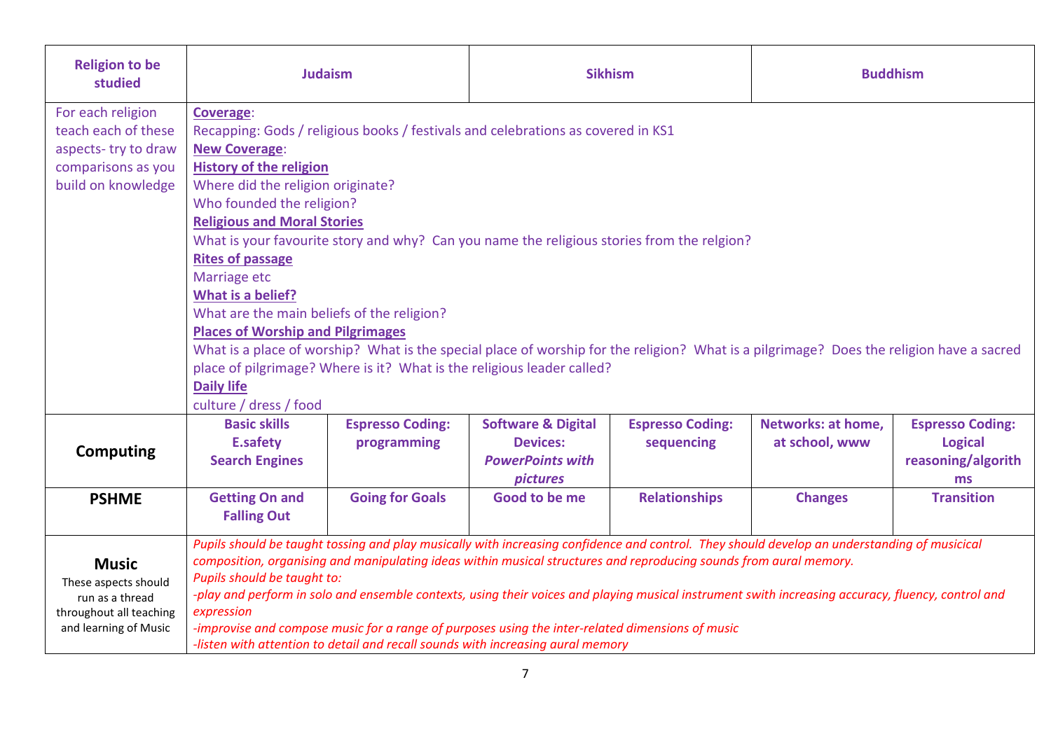| Religion to be studied | Judaism | | Sikhism | | Buddhism | |
|---|---|---|---|---|---|---|
| For each religion teach each of these aspects- try to draw comparisons as you build on knowledge | **Coverage**:<br>Recapping: Gods / religious books / festivals and celebrations as covered in KS1<br>**New Coverage**:<br>**History of the religion**<br>Where did the religion originate?<br>Who founded the religion?<br>**Religious and Moral Stories**<br>What is your favourite story and why? Can you name the religious stories from the relgion?<br>**Rites of passage**<br>Marriage etc<br>**What is a belief?**<br>What are the main beliefs of the religion?<br>**Places of Worship and Pilgrimages**<br>What is a place of worship? What is the special place of worship for the religion? What is a pilgrimage? Does the religion have a sacred place of pilgrimage? Where is it? What is the religious leader called?<br>**Daily life**<br>culture / dress / food | | | | | |
| **Computing** | **Basic skills E.safety Search Engines** | **Espresso Coding: programming** | **Software & Digital Devices: *PowerPoints with pictures*** | **Espresso Coding: sequencing** | **Networks: at home, at school, www** | **Espresso Coding: Logical reasoning/algorithms** |
| **PSHME** | **Getting On and Falling Out** | **Going for Goals** | **Good to be me** | **Relationships** | **Changes** | **Transition** |
| **Music**<br>These aspects should run as a thread throughout all teaching and learning of Music | *Pupils should be taught tossing and play musically with increasing confidence and control. They should develop an understanding of musicical composition, organising and manipulating ideas within musical structures and reproducing sounds from aural memory.*<br>*Pupils should be taught to:*<br>*-play and perform in solo and ensemble contexts, using their voices and playing musical instrument swith increasing accuracy, fluency, control and expression*<br>*-improvise and compose music for a range of purposes using the inter-related dimensions of music*<br>*-listen with attention to detail and recall sounds with increasing aural memory* | | | | | |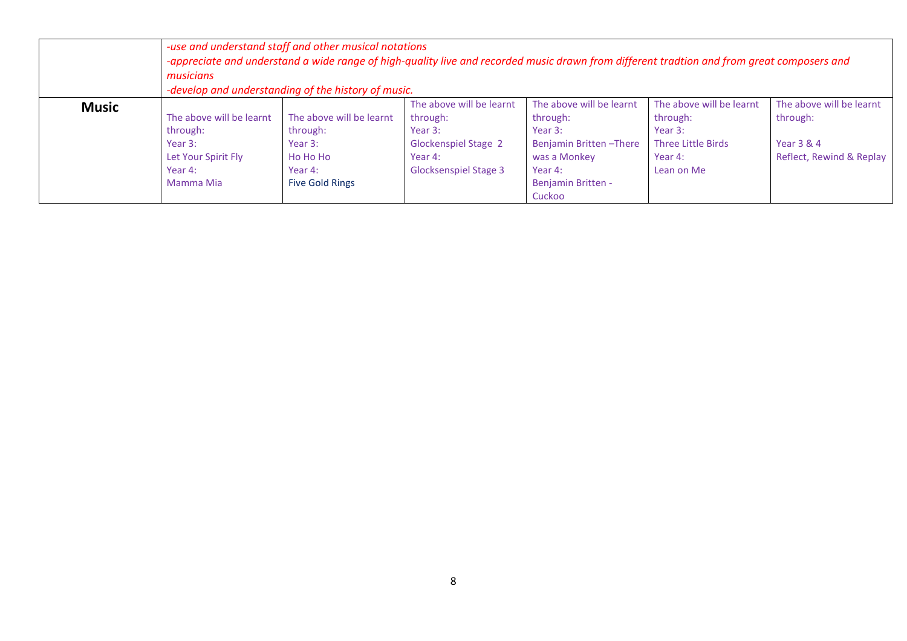| | | | | | | |
|---|---|---|---|---|---|---|
| | *-use and understand staff and other musical notations*<br>*-appreciate and understand a wide range of high-quality live and recorded music drawn from different tradtion and from great composers and musicians*<br>*-develop and understanding of the history of music.* | | | | | |
| **Music** | The above will be learnt through:<br>Year 3:<br>Let Your Spirit Fly<br>Year 4:<br>Mamma Mia | The above will be learnt through:<br>Year 3:<br>Ho Ho Ho<br>Year 4:<br>Five Gold Rings | The above will be learnt through:<br>Year 3:<br>Glockenspiel Stage 2<br>Year 4:<br>Glocksenspiel Stage 3 | The above will be learnt through:<br>Year 3:<br>Benjamin Britten –There was a Monkey<br>Year 4:<br>Benjamin Britten - Cuckoo | The above will be learnt through:<br>Year 3:<br>Three Little Birds<br>Year 4:<br>Lean on Me | The above will be learnt through:<br><br>Year 3 & 4<br>Reflect, Rewind & Replay |